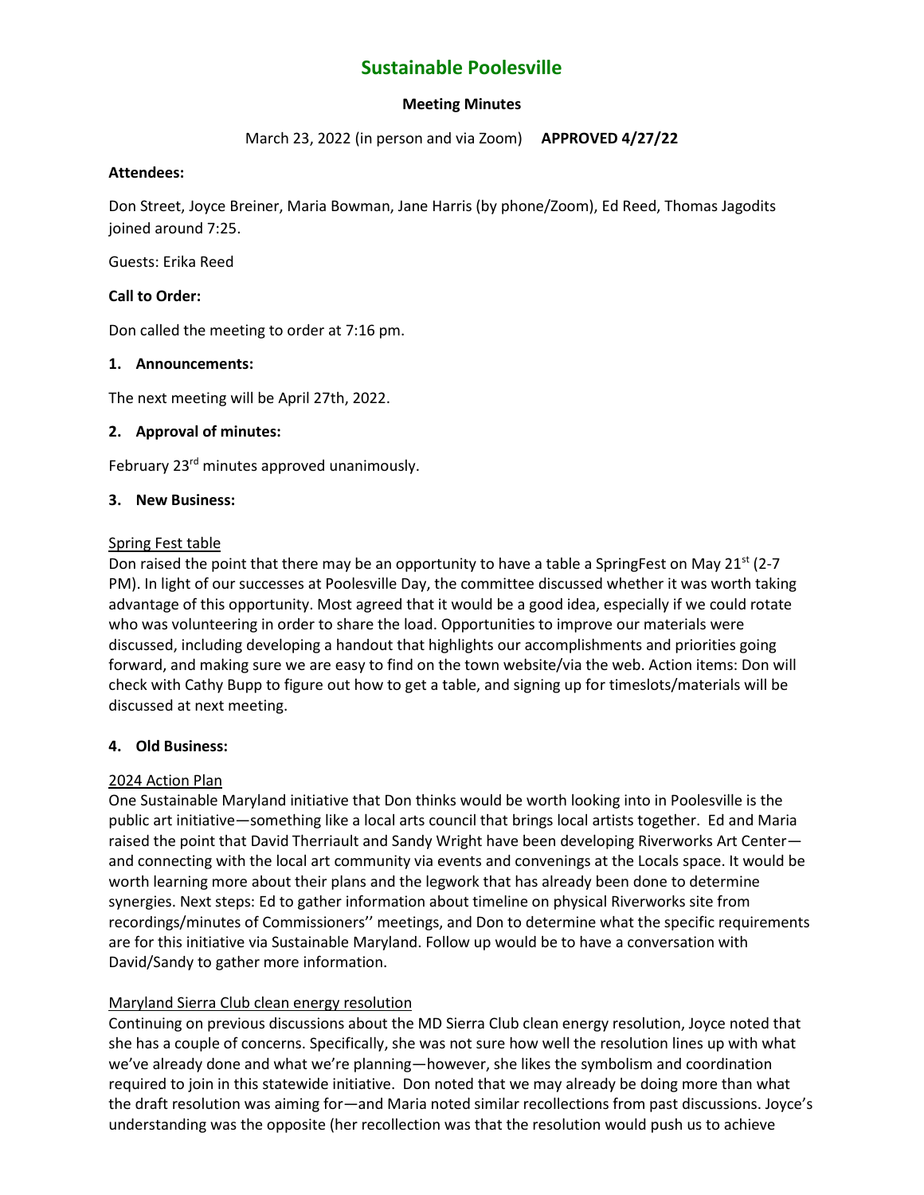# Sustainable Poolesville

**Meeting Minutes**

March 23, 2022 (in person and via Zoom)   **APPROVED 4/27/22**

**Attendees:**

Don Street, Joyce Breiner, Maria Bowman, Jane Harris (by phone/Zoom), Ed Reed, Thomas Jagodits joined around 7:25.

Guests: Erika Reed

**Call to Order:**

Don called the meeting to order at 7:16 pm.

**1. Announcements:**

The next meeting will be April 27th, 2022.

**2. Approval of minutes:**

February 23rd minutes approved unanimously.

**3. New Business:**

Spring Fest table

Don raised the point that there may be an opportunity to have a table a SpringFest on May 21st (2-7 PM). In light of our successes at Poolesville Day, the committee discussed whether it was worth taking advantage of this opportunity. Most agreed that it would be a good idea, especially if we could rotate who was volunteering in order to share the load. Opportunities to improve our materials were discussed, including developing a handout that highlights our accomplishments and priorities going forward, and making sure we are easy to find on the town website/via the web. Action items: Don will check with Cathy Bupp to figure out how to get a table, and signing up for timeslots/materials will be discussed at next meeting.

**4. Old Business:**

2024 Action Plan

One Sustainable Maryland initiative that Don thinks would be worth looking into in Poolesville is the public art initiative—something like a local arts council that brings local artists together. Ed and Maria raised the point that David Therriault and Sandy Wright have been developing Riverworks Art Center—and connecting with the local art community via events and convenings at the Locals space. It would be worth learning more about their plans and the legwork that has already been done to determine synergies. Next steps: Ed to gather information about timeline on physical Riverworks site from recordings/minutes of Commissioners'' meetings, and Don to determine what the specific requirements are for this initiative via Sustainable Maryland. Follow up would be to have a conversation with David/Sandy to gather more information.

Maryland Sierra Club clean energy resolution

Continuing on previous discussions about the MD Sierra Club clean energy resolution, Joyce noted that she has a couple of concerns. Specifically, she was not sure how well the resolution lines up with what we've already done and what we're planning—however, she likes the symbolism and coordination required to join in this statewide initiative. Don noted that we may already be doing more than what the draft resolution was aiming for—and Maria noted similar recollections from past discussions. Joyce's understanding was the opposite (her recollection was that the resolution would push us to achieve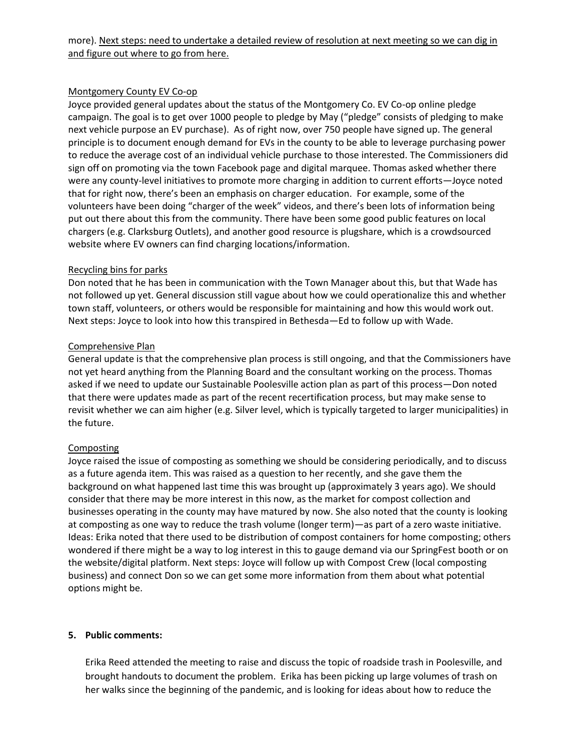more). <u>Next steps: need to undertake a detailed review of resolution at next meeting so we can dig in and figure out where to go from here.</u>

<u>Montgomery County EV Co-op</u>

Joyce provided general updates about the status of the Montgomery Co. EV Co-op online pledge campaign. The goal is to get over 1000 people to pledge by May ("pledge" consists of pledging to make next vehicle purpose an EV purchase). As of right now, over 750 people have signed up. The general principle is to document enough demand for EVs in the county to be able to leverage purchasing power to reduce the average cost of an individual vehicle purchase to those interested. The Commissioners did sign off on promoting via the town Facebook page and digital marquee. Thomas asked whether there were any county-level initiatives to promote more charging in addition to current efforts—Joyce noted that for right now, there's been an emphasis on charger education. For example, some of the volunteers have been doing "charger of the week" videos, and there's been lots of information being put out there about this from the community. There have been some good public features on local chargers (e.g. Clarksburg Outlets), and another good resource is plugshare, which is a crowdsourced website where EV owners can find charging locations/information.

<u>Recycling bins for parks</u>

Don noted that he has been in communication with the Town Manager about this, but that Wade has not followed up yet. General discussion still vague about how we could operationalize this and whether town staff, volunteers, or others would be responsible for maintaining and how this would work out. Next steps: Joyce to look into how this transpired in Bethesda—Ed to follow up with Wade.

<u>Comprehensive Plan</u>

General update is that the comprehensive plan process is still ongoing, and that the Commissioners have not yet heard anything from the Planning Board and the consultant working on the process. Thomas asked if we need to update our Sustainable Poolesville action plan as part of this process—Don noted that there were updates made as part of the recent recertification process, but may make sense to revisit whether we can aim higher (e.g. Silver level, which is typically targeted to larger municipalities) in the future.

<u>Composting</u>

Joyce raised the issue of composting as something we should be considering periodically, and to discuss as a future agenda item. This was raised as a question to her recently, and she gave them the background on what happened last time this was brought up (approximately 3 years ago). We should consider that there may be more interest in this now, as the market for compost collection and businesses operating in the county may have matured by now. She also noted that the county is looking at composting as one way to reduce the trash volume (longer term)—as part of a zero waste initiative. Ideas: Erika noted that there used to be distribution of compost containers for home composting; others wondered if there might be a way to log interest in this to gauge demand via our SpringFest booth or on the website/digital platform. Next steps: Joyce will follow up with Compost Crew (local composting business) and connect Don so we can get some more information from them about what potential options might be.

**5. Public comments:**

Erika Reed attended the meeting to raise and discuss the topic of roadside trash in Poolesville, and brought handouts to document the problem. Erika has been picking up large volumes of trash on her walks since the beginning of the pandemic, and is looking for ideas about how to reduce the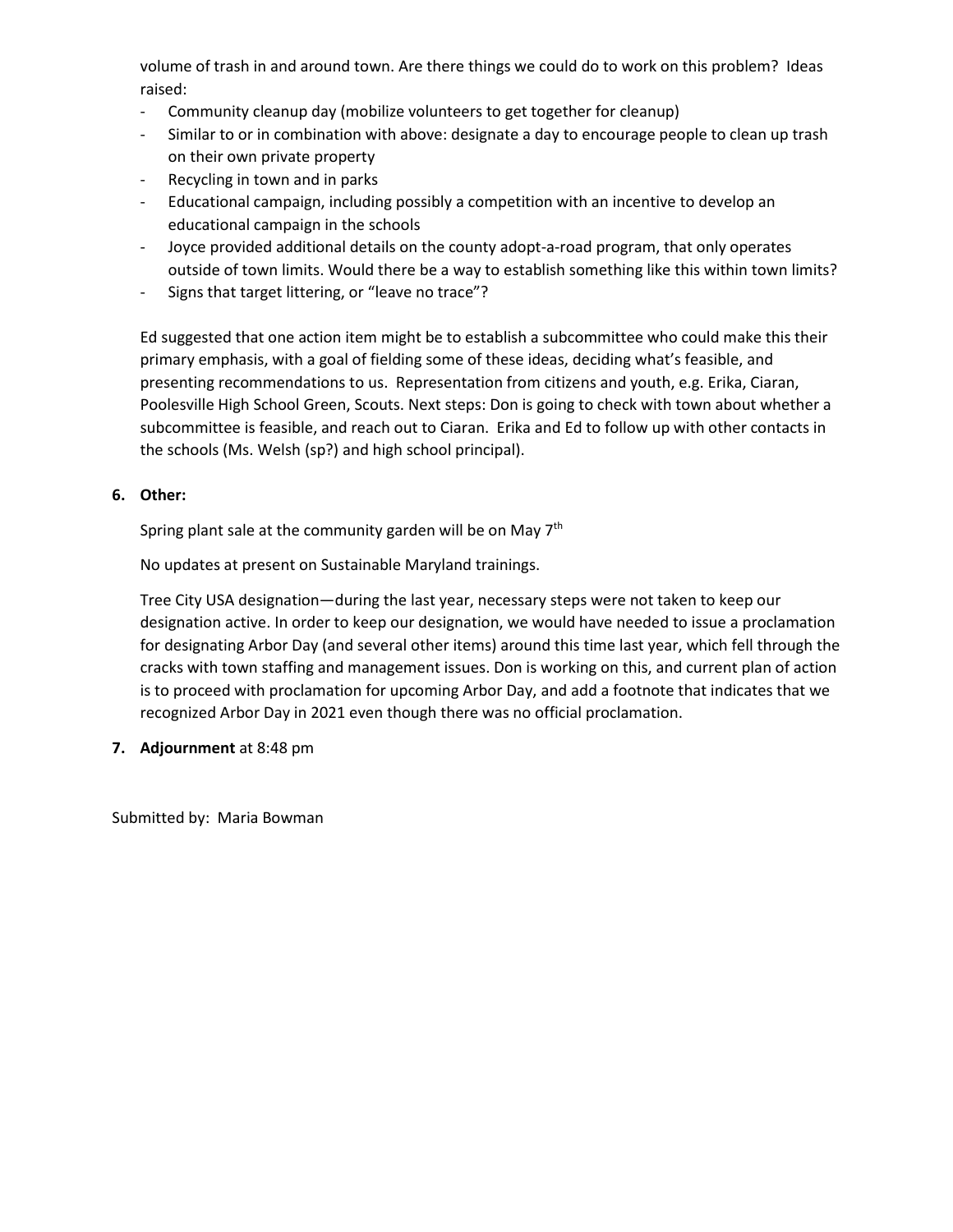volume of trash in and around town. Are there things we could do to work on this problem? Ideas raised:

- Community cleanup day (mobilize volunteers to get together for cleanup)
- Similar to or in combination with above: designate a day to encourage people to clean up trash on their own private property
- Recycling in town and in parks
- Educational campaign, including possibly a competition with an incentive to develop an educational campaign in the schools
- Joyce provided additional details on the county adopt-a-road program, that only operates outside of town limits. Would there be a way to establish something like this within town limits?
- Signs that target littering, or "leave no trace"?

Ed suggested that one action item might be to establish a subcommittee who could make this their primary emphasis, with a goal of fielding some of these ideas, deciding what's feasible, and presenting recommendations to us. Representation from citizens and youth, e.g. Erika, Ciaran, Poolesville High School Green, Scouts. Next steps: Don is going to check with town about whether a subcommittee is feasible, and reach out to Ciaran. Erika and Ed to follow up with other contacts in the schools (Ms. Welsh (sp?) and high school principal).

**6. Other:**

Spring plant sale at the community garden will be on May 7th

No updates at present on Sustainable Maryland trainings.

Tree City USA designation—during the last year, necessary steps were not taken to keep our designation active. In order to keep our designation, we would have needed to issue a proclamation for designating Arbor Day (and several other items) around this time last year, which fell through the cracks with town staffing and management issues. Don is working on this, and current plan of action is to proceed with proclamation for upcoming Arbor Day, and add a footnote that indicates that we recognized Arbor Day in 2021 even though there was no official proclamation.

**7. Adjournment** at 8:48 pm

Submitted by: Maria Bowman